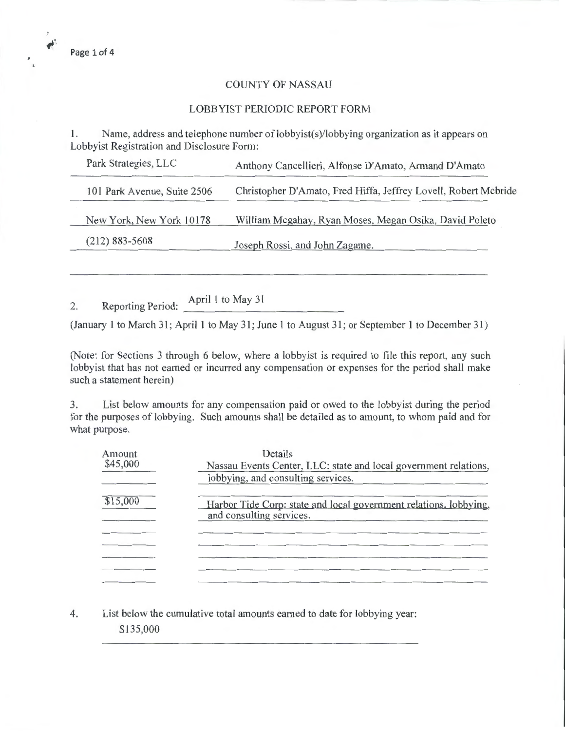COUNTY OF NASSAU

LOBBYIST PERIODIC REPORT FORM

1. Name, address and telephone number of lobbyist(s)/lobbying organization as it appears on Lobbyist Registration and Disclosure Form:

| | |
|---|---|
| Park Strategies, LLC | Anthony Cancellieri, Alfonse D'Amato, Armand D'Amato |
| 101 Park Avenue, Suite 2506 | Christopher D'Amato, Fred Hiffa, Jeffrey Lovell, Robert Mcbride |
| New York, New York 10178 | William Mcgahay, Ryan Moses, Megan Osika, David Poleto |
| (212) 883-5608 | Joseph Rossi, and John Zagame. |

2. Reporting Period: April 1 to May 31

(January 1 to March 31; April 1 to May 31; June 1 to August 31; or September 1 to December 31)

(Note: for Sections 3 through 6 below, where a lobbyist is required to file this report, any such lobbyist that has not earned or incurred any compensation or expenses for the period shall make such a statement herein)

3. List below amounts for any compensation paid or owed to the lobbyist during the period for the purposes of lobbying. Such amounts shall be detailed as to amount, to whom paid and for what purpose.

| Amount | Details |
|---|---|
| $45,000 | Nassau Events Center, LLC: state and local government relations, lobbying, and consulting services. |
| $15,000 | Harbor Tide Corp: state and local government relations, lobbying, and consulting services. |

4. List below the cumulative total amounts earned to date for lobbying year:

$135,000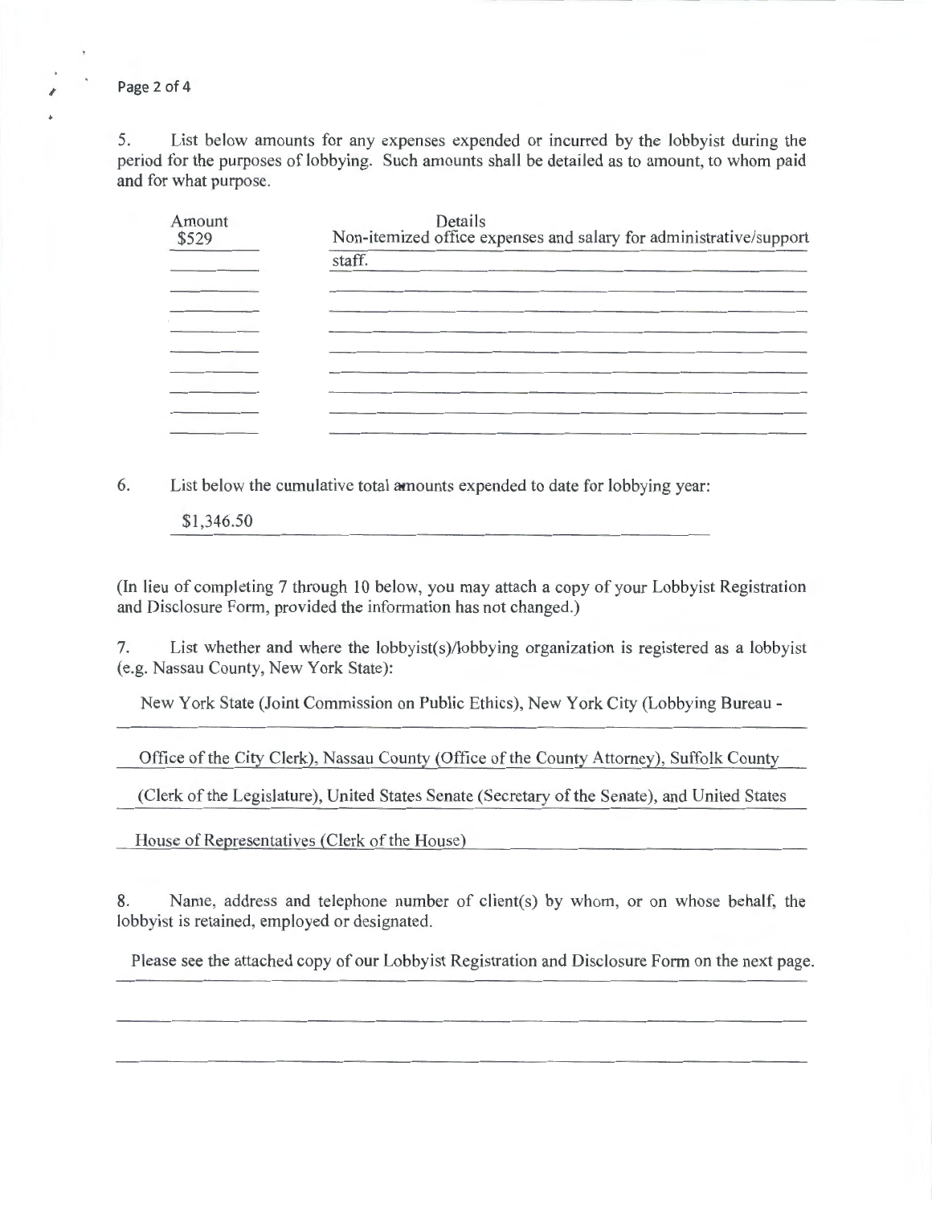5. List below amounts for any expenses expended or incurred by the lobbyist during the period for the purposes of lobbying. Such amounts shall be detailed as to amount, to whom paid and for what purpose.

| Amount | Details |
|---|---|
| $529 | Non-itemized office expenses and salary for administrative/support staff. |

6. List below the cumulative total amounts expended to date for lobbying year:

$1,346.50

(In lieu of completing 7 through 10 below, you may attach a copy of your Lobbyist Registration and Disclosure Form, provided the information has not changed.)

7. List whether and where the lobbyist(s)/lobbying organization is registered as a lobbyist (e.g. Nassau County, New York State):

New York State (Joint Commission on Public Ethics), New York City (Lobbying Bureau - Office of the City Clerk), Nassau County (Office of the County Attorney), Suffolk County (Clerk of the Legislature), United States Senate (Secretary of the Senate), and United States House of Representatives (Clerk of the House)

8. Name, address and telephone number of client(s) by whom, or on whose behalf, the lobbyist is retained, employed or designated.

Please see the attached copy of our Lobbyist Registration and Disclosure Form on the next page.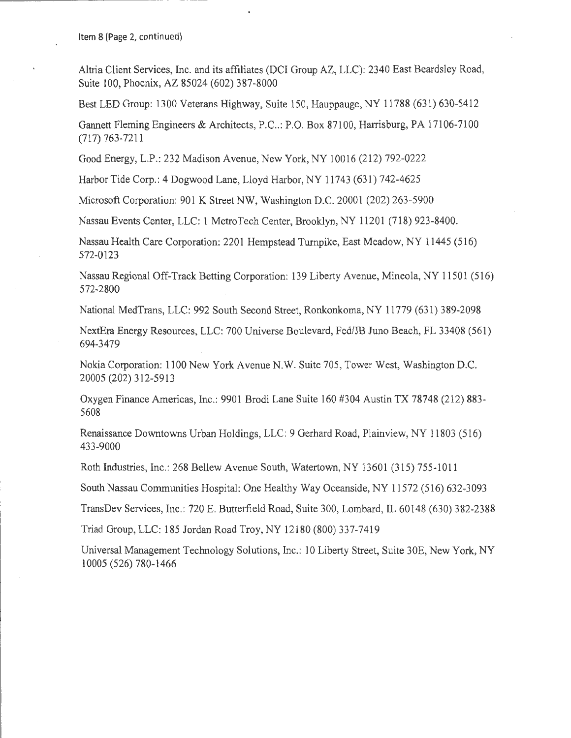Item 8 (Page 2, continued)

Altria Client Services, Inc. and its affiliates (DCI Group AZ, LLC): 2340 East Beardsley Road, Suite 100, Phoenix, AZ 85024 (602) 387-8000

Best LED Group: 1300 Veterans Highway, Suite 150, Hauppauge, NY 11788 (631) 630-5412

Gannett Fleming Engineers & Architects, P.C..: P.O. Box 87100, Harrisburg, PA 17106-7100 (717) 763-7211

Good Energy, L.P.: 232 Madison Avenue, New York, NY 10016 (212) 792-0222

Harbor Tide Corp.: 4 Dogwood Lane, Lloyd Harbor, NY 11743 (631) 742-4625

Microsoft Corporation: 901 K Street NW, Washington D.C. 20001 (202) 263-5900

Nassau Events Center, LLC: 1 MetroTech Center, Brooklyn, NY 11201 (718) 923-8400.

Nassau Health Care Corporation: 2201 Hempstead Turnpike, East Meadow, NY 11445 (516) 572-0123

Nassau Regional Off-Track Betting Corporation: 139 Liberty Avenue, Mineola, NY 11501 (516) 572-2800

National MedTrans, LLC: 992 South Second Street, Ronkonkoma, NY 11779 (631) 389-2098

NextEra Energy Resources, LLC: 700 Universe Boulevard, Fed/JB Juno Beach, FL 33408 (561) 694-3479

Nokia Corporation: 1100 New York Avenue N.W. Suite 705, Tower West, Washington D.C. 20005 (202) 312-5913

Oxygen Finance Americas, Inc.: 9901 Brodi Lane Suite 160 #304 Austin TX 78748 (212) 883-5608

Renaissance Downtowns Urban Holdings, LLC: 9 Gerhard Road, Plainview, NY 11803 (516) 433-9000

Roth Industries, Inc.: 268 Bellew Avenue South, Watertown, NY 13601 (315) 755-1011

South Nassau Communities Hospital: One Healthy Way Oceanside, NY 11572 (516) 632-3093

TransDev Services, Inc.: 720 E. Butterfield Road, Suite 300, Lombard, IL 60148 (630) 382-2388

Triad Group, LLC: 185 Jordan Road Troy, NY 12180 (800) 337-7419

Universal Management Technology Solutions, Inc.: 10 Liberty Street, Suite 30E, New York, NY 10005 (526) 780-1466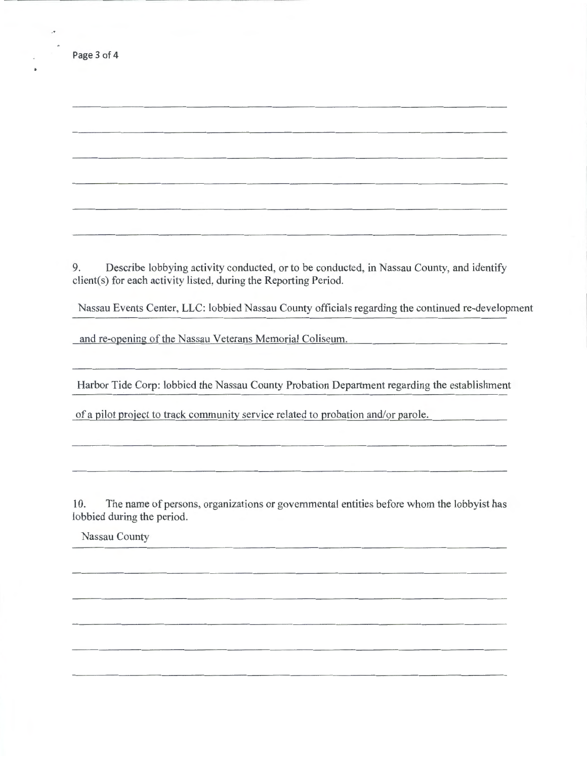9. Describe lobbying activity conducted, or to be conducted, in Nassau County, and identify client(s) for each activity listed, during the Reporting Period.

Nassau Events Center, LLC: lobbied Nassau County officials regarding the continued re-development and re-opening of the Nassau Veterans Memorial Coliseum.

Harbor Tide Corp: lobbied the Nassau County Probation Department regarding the establishment of a pilot project to track community service related to probation and/or parole.

10. The name of persons, organizations or governmental entities before whom the lobbyist has lobbied during the period.

Nassau County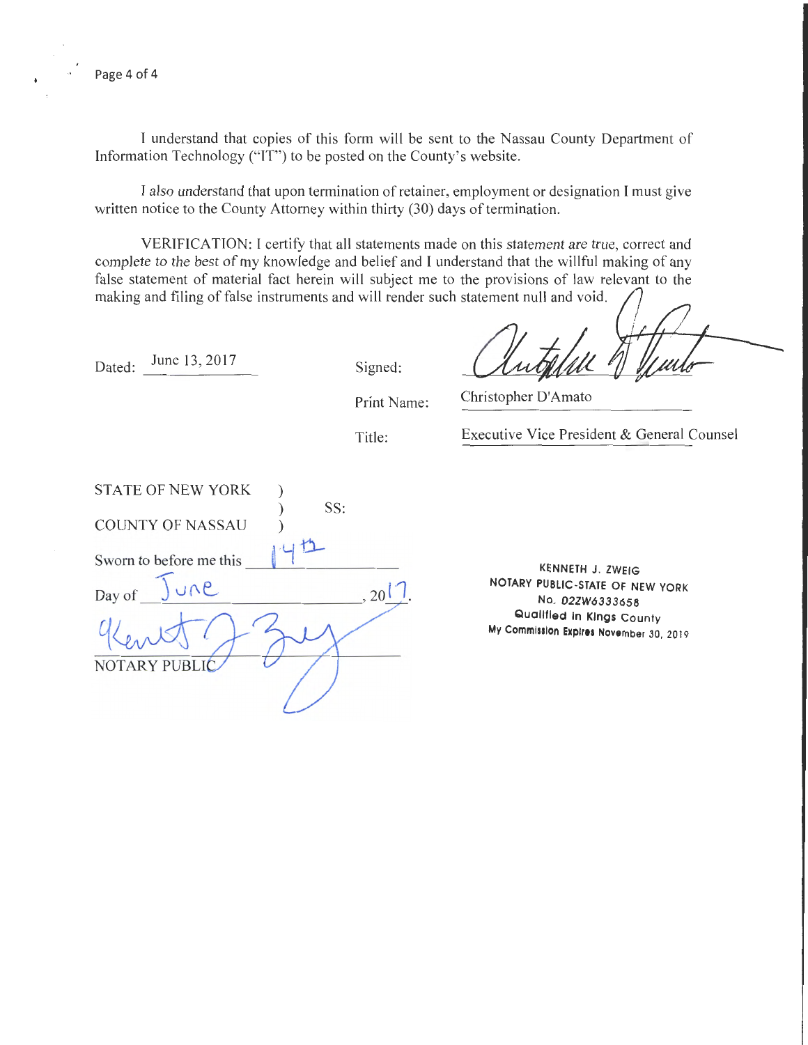I understand that copies of this form will be sent to the Nassau County Department of Information Technology ("IT") to be posted on the County's website.

I also understand that upon termination of retainer, employment or designation I must give written notice to the County Attorney within thirty (30) days of termination.

VERIFICATION: I certify that all statements made on this statement are true, correct and complete to the best of my knowledge and belief and I understand that the willful making of any false statement of material fact herein will subject me to the provisions of law relevant to the making and filing of false instruments and will render such statement null and void.

Dated: June 13, 2017

Signed: [signature]

Print Name: Christopher D'Amato

Title: Executive Vice President & General Counsel

STATE OF NEW YORK )
) SS:
COUNTY OF NASSAU )

Sworn to before me this 14th

Day of June, 2017.

[signature]
NOTARY PUBLIC

KENNETH J. ZWEIG
NOTARY PUBLIC-STATE OF NEW YORK
No. 02ZW6333658
Qualified in Kings County
My Commission Expires November 30, 2019